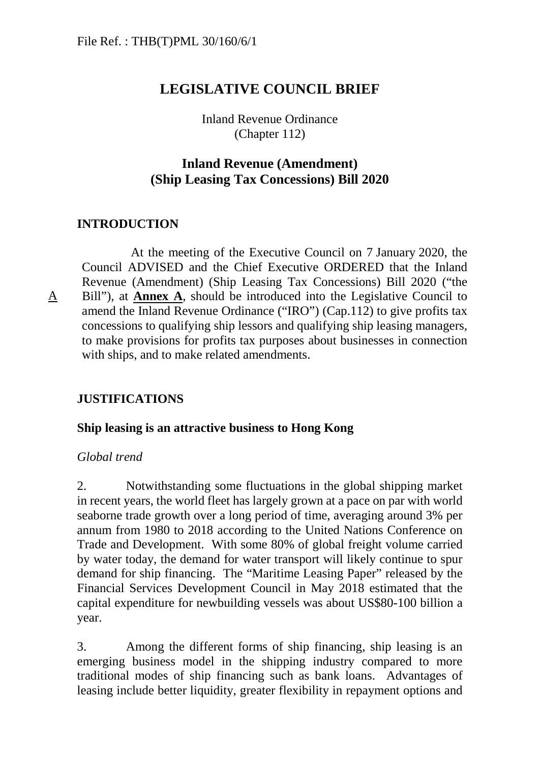File Ref. : THB(T)PML 30/160/6/1

# LEGISLATIVE COUNCIL BRIEF

Inland Revenue Ordinance
(Chapter 112)

## Inland Revenue (Amendment) (Ship Leasing Tax Concessions) Bill 2020

### INTRODUCTION

At the meeting of the Executive Council on 7 January 2020, the Council ADVISED and the Chief Executive ORDERED that the Inland Revenue (Amendment) (Ship Leasing Tax Concessions) Bill 2020 ("the Bill"), at **Annex A**, should be introduced into the Legislative Council to amend the Inland Revenue Ordinance ("IRO") (Cap.112) to give profits tax concessions to qualifying ship lessors and qualifying ship leasing managers, to make provisions for profits tax purposes about businesses in connection with ships, and to make related amendments.

### JUSTIFICATIONS

#### Ship leasing is an attractive business to Hong Kong

*Global trend*

2. Notwithstanding some fluctuations in the global shipping market in recent years, the world fleet has largely grown at a pace on par with world seaborne trade growth over a long period of time, averaging around 3% per annum from 1980 to 2018 according to the United Nations Conference on Trade and Development. With some 80% of global freight volume carried by water today, the demand for water transport will likely continue to spur demand for ship financing. The "Maritime Leasing Paper" released by the Financial Services Development Council in May 2018 estimated that the capital expenditure for newbuilding vessels was about US$80-100 billion a year.

3. Among the different forms of ship financing, ship leasing is an emerging business model in the shipping industry compared to more traditional modes of ship financing such as bank loans. Advantages of leasing include better liquidity, greater flexibility in repayment options and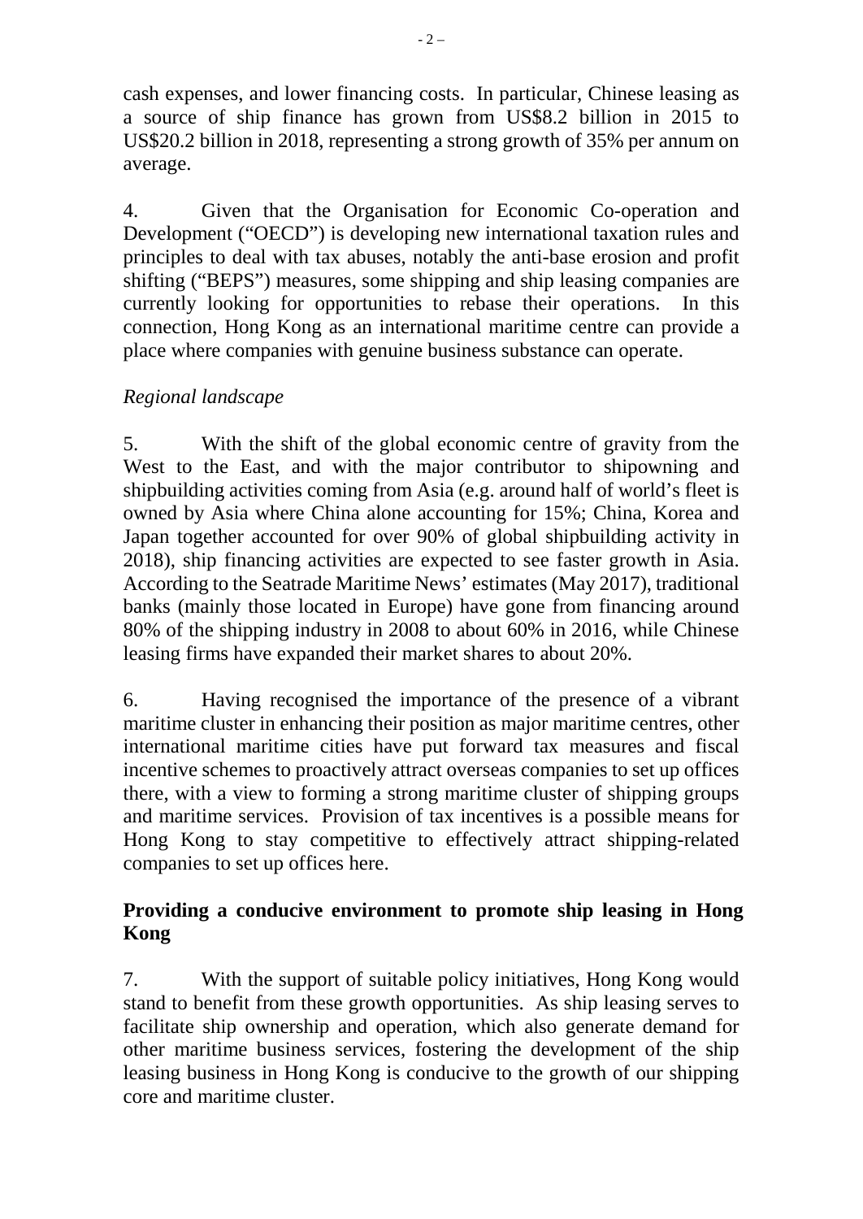cash expenses, and lower financing costs. In particular, Chinese leasing as a source of ship finance has grown from US$8.2 billion in 2015 to US$20.2 billion in 2018, representing a strong growth of 35% per annum on average.

4. Given that the Organisation for Economic Co-operation and Development ("OECD") is developing new international taxation rules and principles to deal with tax abuses, notably the anti-base erosion and profit shifting ("BEPS") measures, some shipping and ship leasing companies are currently looking for opportunities to rebase their operations. In this connection, Hong Kong as an international maritime centre can provide a place where companies with genuine business substance can operate.

*Regional landscape*

5. With the shift of the global economic centre of gravity from the West to the East, and with the major contributor to shipowning and shipbuilding activities coming from Asia (e.g. around half of world's fleet is owned by Asia where China alone accounting for 15%; China, Korea and Japan together accounted for over 90% of global shipbuilding activity in 2018), ship financing activities are expected to see faster growth in Asia. According to the Seatrade Maritime News' estimates (May 2017), traditional banks (mainly those located in Europe) have gone from financing around 80% of the shipping industry in 2008 to about 60% in 2016, while Chinese leasing firms have expanded their market shares to about 20%.

6. Having recognised the importance of the presence of a vibrant maritime cluster in enhancing their position as major maritime centres, other international maritime cities have put forward tax measures and fiscal incentive schemes to proactively attract overseas companies to set up offices there, with a view to forming a strong maritime cluster of shipping groups and maritime services. Provision of tax incentives is a possible means for Hong Kong to stay competitive to effectively attract shipping-related companies to set up offices here.

**Providing a conducive environment to promote ship leasing in Hong Kong**

7. With the support of suitable policy initiatives, Hong Kong would stand to benefit from these growth opportunities. As ship leasing serves to facilitate ship ownership and operation, which also generate demand for other maritime business services, fostering the development of the ship leasing business in Hong Kong is conducive to the growth of our shipping core and maritime cluster.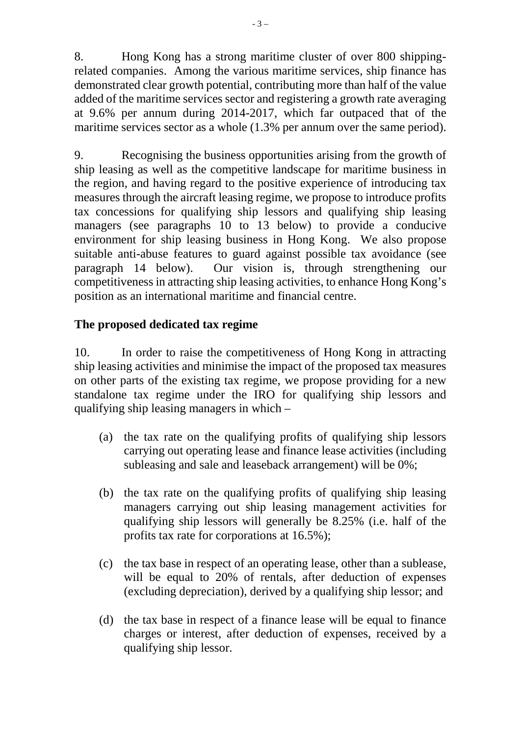8. Hong Kong has a strong maritime cluster of over 800 shipping-related companies. Among the various maritime services, ship finance has demonstrated clear growth potential, contributing more than half of the value added of the maritime services sector and registering a growth rate averaging at 9.6% per annum during 2014-2017, which far outpaced that of the maritime services sector as a whole (1.3% per annum over the same period).

9. Recognising the business opportunities arising from the growth of ship leasing as well as the competitive landscape for maritime business in the region, and having regard to the positive experience of introducing tax measures through the aircraft leasing regime, we propose to introduce profits tax concessions for qualifying ship lessors and qualifying ship leasing managers (see paragraphs 10 to 13 below) to provide a conducive environment for ship leasing business in Hong Kong. We also propose suitable anti-abuse features to guard against possible tax avoidance (see paragraph 14 below). Our vision is, through strengthening our competitiveness in attracting ship leasing activities, to enhance Hong Kong's position as an international maritime and financial centre.

**The proposed dedicated tax regime**

10. In order to raise the competitiveness of Hong Kong in attracting ship leasing activities and minimise the impact of the proposed tax measures on other parts of the existing tax regime, we propose providing for a new standalone tax regime under the IRO for qualifying ship lessors and qualifying ship leasing managers in which –

(a) the tax rate on the qualifying profits of qualifying ship lessors carrying out operating lease and finance lease activities (including subleasing and sale and leaseback arrangement) will be 0%;

(b) the tax rate on the qualifying profits of qualifying ship leasing managers carrying out ship leasing management activities for qualifying ship lessors will generally be 8.25% (i.e. half of the profits tax rate for corporations at 16.5%);

(c) the tax base in respect of an operating lease, other than a sublease, will be equal to 20% of rentals, after deduction of expenses (excluding depreciation), derived by a qualifying ship lessor; and

(d) the tax base in respect of a finance lease will be equal to finance charges or interest, after deduction of expenses, received by a qualifying ship lessor.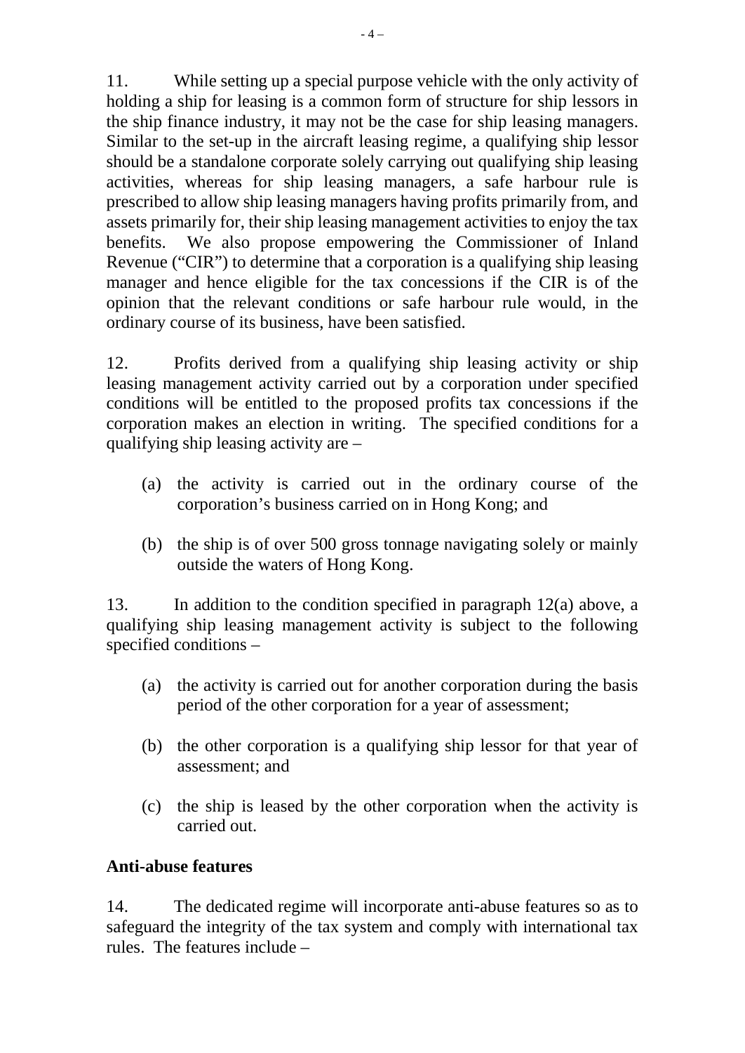11. While setting up a special purpose vehicle with the only activity of holding a ship for leasing is a common form of structure for ship lessors in the ship finance industry, it may not be the case for ship leasing managers. Similar to the set-up in the aircraft leasing regime, a qualifying ship lessor should be a standalone corporate solely carrying out qualifying ship leasing activities, whereas for ship leasing managers, a safe harbour rule is prescribed to allow ship leasing managers having profits primarily from, and assets primarily for, their ship leasing management activities to enjoy the tax benefits. We also propose empowering the Commissioner of Inland Revenue ("CIR") to determine that a corporation is a qualifying ship leasing manager and hence eligible for the tax concessions if the CIR is of the opinion that the relevant conditions or safe harbour rule would, in the ordinary course of its business, have been satisfied.

12. Profits derived from a qualifying ship leasing activity or ship leasing management activity carried out by a corporation under specified conditions will be entitled to the proposed profits tax concessions if the corporation makes an election in writing. The specified conditions for a qualifying ship leasing activity are –

(a) the activity is carried out in the ordinary course of the corporation's business carried on in Hong Kong; and

(b) the ship is of over 500 gross tonnage navigating solely or mainly outside the waters of Hong Kong.

13. In addition to the condition specified in paragraph 12(a) above, a qualifying ship leasing management activity is subject to the following specified conditions –

(a) the activity is carried out for another corporation during the basis period of the other corporation for a year of assessment;

(b) the other corporation is a qualifying ship lessor for that year of assessment; and

(c) the ship is leased by the other corporation when the activity is carried out.

**Anti-abuse features**

14. The dedicated regime will incorporate anti-abuse features so as to safeguard the integrity of the tax system and comply with international tax rules. The features include –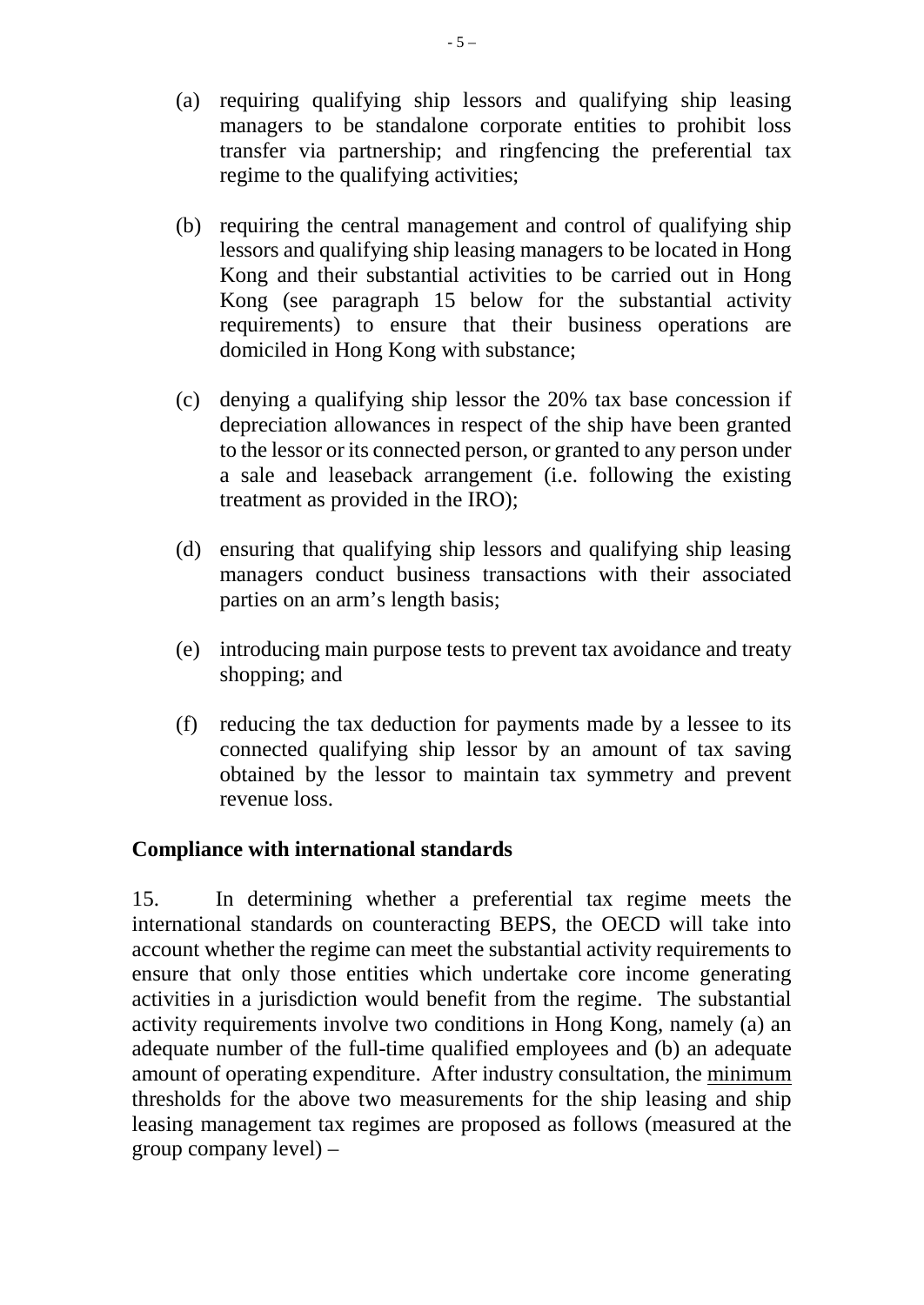(a) requiring qualifying ship lessors and qualifying ship leasing managers to be standalone corporate entities to prohibit loss transfer via partnership; and ringfencing the preferential tax regime to the qualifying activities;

(b) requiring the central management and control of qualifying ship lessors and qualifying ship leasing managers to be located in Hong Kong and their substantial activities to be carried out in Hong Kong (see paragraph 15 below for the substantial activity requirements) to ensure that their business operations are domiciled in Hong Kong with substance;

(c) denying a qualifying ship lessor the 20% tax base concession if depreciation allowances in respect of the ship have been granted to the lessor or its connected person, or granted to any person under a sale and leaseback arrangement (i.e. following the existing treatment as provided in the IRO);

(d) ensuring that qualifying ship lessors and qualifying ship leasing managers conduct business transactions with their associated parties on an arm's length basis;

(e) introducing main purpose tests to prevent tax avoidance and treaty shopping; and

(f) reducing the tax deduction for payments made by a lessee to its connected qualifying ship lessor by an amount of tax saving obtained by the lessor to maintain tax symmetry and prevent revenue loss.

**Compliance with international standards**

15. In determining whether a preferential tax regime meets the international standards on counteracting BEPS, the OECD will take into account whether the regime can meet the substantial activity requirements to ensure that only those entities which undertake core income generating activities in a jurisdiction would benefit from the regime. The substantial activity requirements involve two conditions in Hong Kong, namely (a) an adequate number of the full-time qualified employees and (b) an adequate amount of operating expenditure. After industry consultation, the <u>minimum</u> thresholds for the above two measurements for the ship leasing and ship leasing management tax regimes are proposed as follows (measured at the group company level) –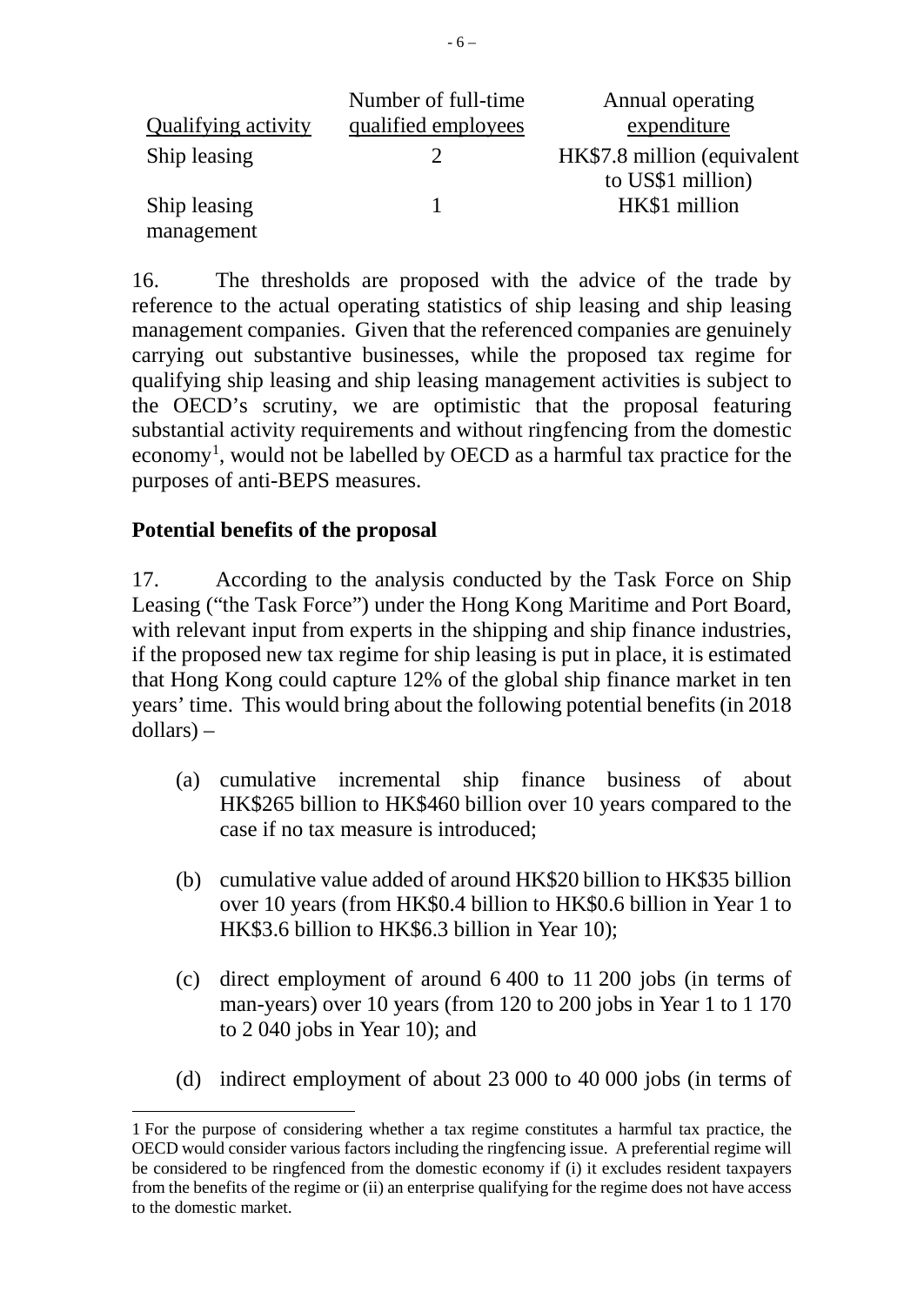| Qualifying activity | Number of full-time qualified employees | Annual operating expenditure |
|---|---|---|
| Ship leasing | 2 | HK$7.8 million (equivalent to US$1 million) |
| Ship leasing management | 1 | HK$1 million |

16. The thresholds are proposed with the advice of the trade by reference to the actual operating statistics of ship leasing and ship leasing management companies. Given that the referenced companies are genuinely carrying out substantive businesses, while the proposed tax regime for qualifying ship leasing and ship leasing management activities is subject to the OECD's scrutiny, we are optimistic that the proposal featuring substantial activity requirements and without ringfencing from the domestic economy[1], would not be labelled by OECD as a harmful tax practice for the purposes of anti-BEPS measures.

**Potential benefits of the proposal**

17. According to the analysis conducted by the Task Force on Ship Leasing ("the Task Force") under the Hong Kong Maritime and Port Board, with relevant input from experts in the shipping and ship finance industries, if the proposed new tax regime for ship leasing is put in place, it is estimated that Hong Kong could capture 12% of the global ship finance market in ten years' time. This would bring about the following potential benefits (in 2018 dollars) –

(a) cumulative incremental ship finance business of about HK$265 billion to HK$460 billion over 10 years compared to the case if no tax measure is introduced;

(b) cumulative value added of around HK$20 billion to HK$35 billion over 10 years (from HK$0.4 billion to HK$0.6 billion in Year 1 to HK$3.6 billion to HK$6.3 billion in Year 10);

(c) direct employment of around 6 400 to 11 200 jobs (in terms of man-years) over 10 years (from 120 to 200 jobs in Year 1 to 1 170 to 2 040 jobs in Year 10); and

(d) indirect employment of about 23 000 to 40 000 jobs (in terms of

---

1 For the purpose of considering whether a tax regime constitutes a harmful tax practice, the OECD would consider various factors including the ringfencing issue. A preferential regime will be considered to be ringfenced from the domestic economy if (i) it excludes resident taxpayers from the benefits of the regime or (ii) an enterprise qualifying for the regime does not have access to the domestic market.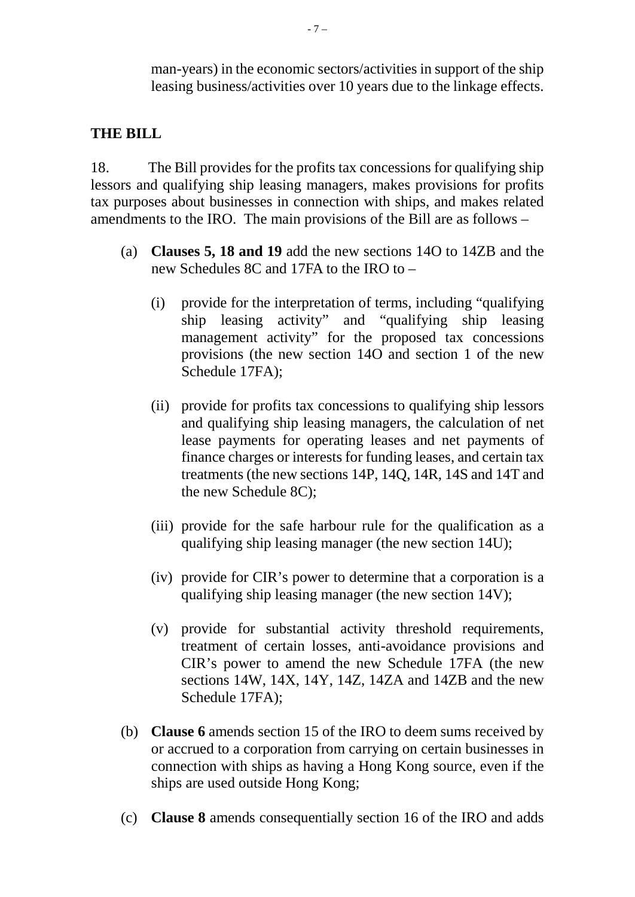man-years) in the economic sectors/activities in support of the ship leasing business/activities over 10 years due to the linkage effects.

## THE BILL

18. The Bill provides for the profits tax concessions for qualifying ship lessors and qualifying ship leasing managers, makes provisions for profits tax purposes about businesses in connection with ships, and makes related amendments to the IRO. The main provisions of the Bill are as follows –

(a) **Clauses 5, 18 and 19** add the new sections 14O to 14ZB and the new Schedules 8C and 17FA to the IRO to –

   (i) provide for the interpretation of terms, including "qualifying ship leasing activity" and "qualifying ship leasing management activity" for the proposed tax concessions provisions (the new section 14O and section 1 of the new Schedule 17FA);

   (ii) provide for profits tax concessions to qualifying ship lessors and qualifying ship leasing managers, the calculation of net lease payments for operating leases and net payments of finance charges or interests for funding leases, and certain tax treatments (the new sections 14P, 14Q, 14R, 14S and 14T and the new Schedule 8C);

   (iii) provide for the safe harbour rule for the qualification as a qualifying ship leasing manager (the new section 14U);

   (iv) provide for CIR's power to determine that a corporation is a qualifying ship leasing manager (the new section 14V);

   (v) provide for substantial activity threshold requirements, treatment of certain losses, anti-avoidance provisions and CIR's power to amend the new Schedule 17FA (the new sections 14W, 14X, 14Y, 14Z, 14ZA and 14ZB and the new Schedule 17FA);

(b) **Clause 6** amends section 15 of the IRO to deem sums received by or accrued to a corporation from carrying on certain businesses in connection with ships as having a Hong Kong source, even if the ships are used outside Hong Kong;

(c) **Clause 8** amends consequentially section 16 of the IRO and adds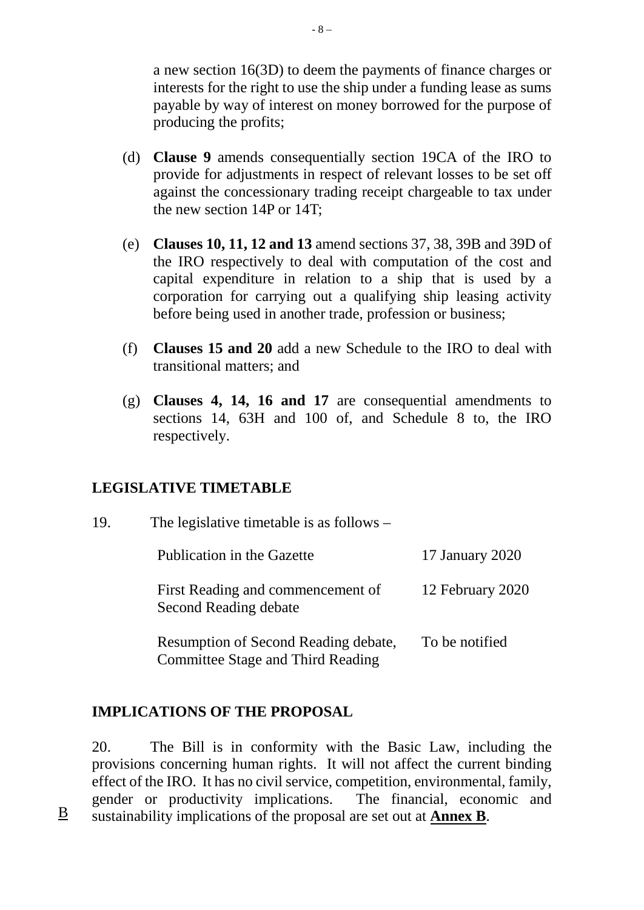a new section 16(3D) to deem the payments of finance charges or interests for the right to use the ship under a funding lease as sums payable by way of interest on money borrowed for the purpose of producing the profits;

(d) **Clause 9** amends consequentially section 19CA of the IRO to provide for adjustments in respect of relevant losses to be set off against the concessionary trading receipt chargeable to tax under the new section 14P or 14T;

(e) **Clauses 10, 11, 12 and 13** amend sections 37, 38, 39B and 39D of the IRO respectively to deal with computation of the cost and capital expenditure in relation to a ship that is used by a corporation for carrying out a qualifying ship leasing activity before being used in another trade, profession or business;

(f) **Clauses 15 and 20** add a new Schedule to the IRO to deal with transitional matters; and

(g) **Clauses 4, 14, 16 and 17** are consequential amendments to sections 14, 63H and 100 of, and Schedule 8 to, the IRO respectively.

## LEGISLATIVE TIMETABLE

19. The legislative timetable is as follows –

| | |
|---|---|
| Publication in the Gazette | 17 January 2020 |
| First Reading and commencement of Second Reading debate | 12 February 2020 |
| Resumption of Second Reading debate, Committee Stage and Third Reading | To be notified |

## IMPLICATIONS OF THE PROPOSAL

20. The Bill is in conformity with the Basic Law, including the provisions concerning human rights. It will not affect the current binding effect of the IRO. It has no civil service, competition, environmental, family, gender or productivity implications. The financial, economic and sustainability implications of the proposal are set out at **Annex B**.

B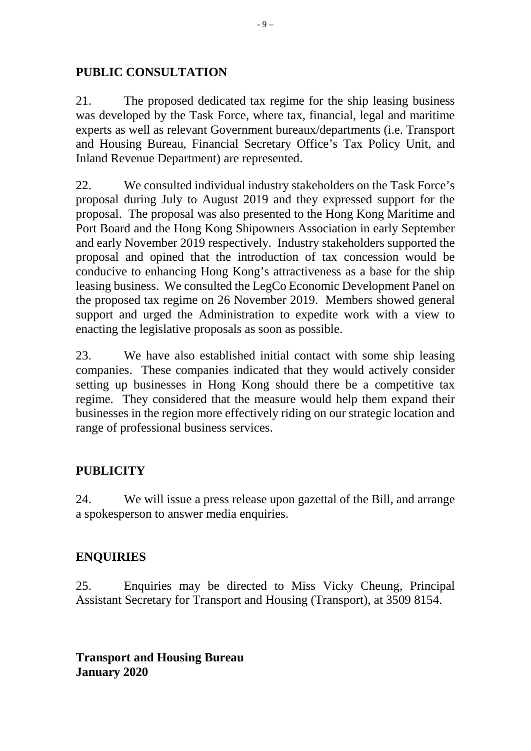## PUBLIC CONSULTATION

21. The proposed dedicated tax regime for the ship leasing business was developed by the Task Force, where tax, financial, legal and maritime experts as well as relevant Government bureaux/departments (i.e. Transport and Housing Bureau, Financial Secretary Office's Tax Policy Unit, and Inland Revenue Department) are represented.

22. We consulted individual industry stakeholders on the Task Force's proposal during July to August 2019 and they expressed support for the proposal. The proposal was also presented to the Hong Kong Maritime and Port Board and the Hong Kong Shipowners Association in early September and early November 2019 respectively. Industry stakeholders supported the proposal and opined that the introduction of tax concession would be conducive to enhancing Hong Kong's attractiveness as a base for the ship leasing business. We consulted the LegCo Economic Development Panel on the proposed tax regime on 26 November 2019. Members showed general support and urged the Administration to expedite work with a view to enacting the legislative proposals as soon as possible.

23. We have also established initial contact with some ship leasing companies. These companies indicated that they would actively consider setting up businesses in Hong Kong should there be a competitive tax regime. They considered that the measure would help them expand their businesses in the region more effectively riding on our strategic location and range of professional business services.

## PUBLICITY

24. We will issue a press release upon gazettal of the Bill, and arrange a spokesperson to answer media enquiries.

## ENQUIRIES

25. Enquiries may be directed to Miss Vicky Cheung, Principal Assistant Secretary for Transport and Housing (Transport), at 3509 8154.

**Transport and Housing Bureau**
**January 2020**